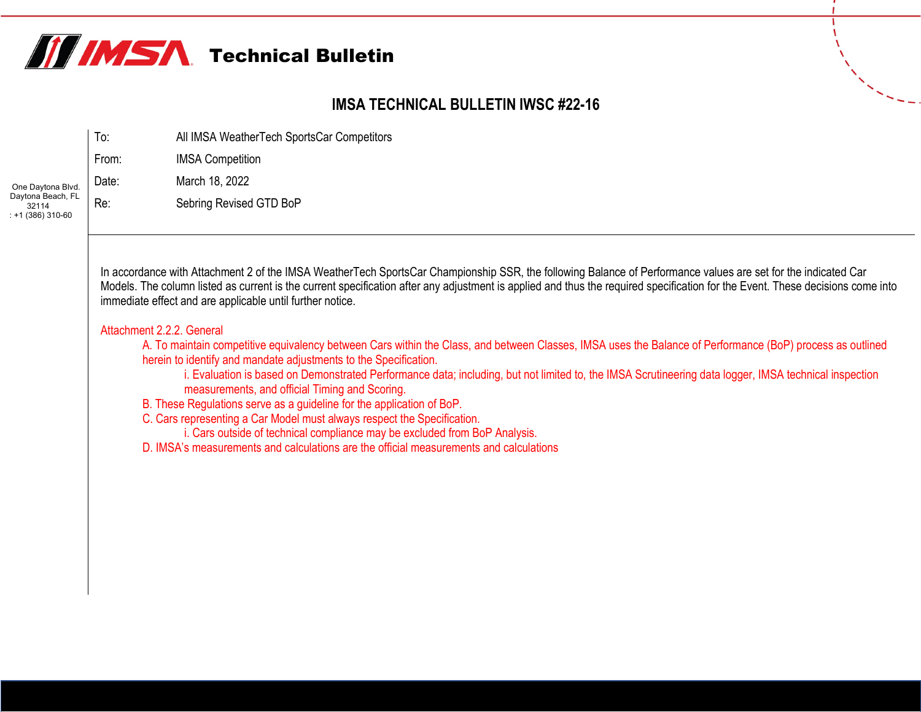# Technical Bulletin

## IMSA TECHNICAL BULLETIN IWSC #22-16

One Daytona Blvd.
Daytona Beach, FL
32114
: +1 (386) 310-60

|  |  |
|---|---|
| To: | All IMSA WeatherTech SportsCar Competitors |
| From: | IMSA Competition |
| Date: | March 18, 2022 |
| Re: | Sebring Revised GTD BoP |

In accordance with Attachment 2 of the IMSA WeatherTech SportsCar Championship SSR, the following Balance of Performance values are set for the indicated Car Models. The column listed as current is the current specification after any adjustment is applied and thus the required specification for the Event. These decisions come into immediate effect and are applicable until further notice.

Attachment 2.2.2. General

- A. To maintain competitive equivalency between Cars within the Class, and between Classes, IMSA uses the Balance of Performance (BoP) process as outlined herein to identify and mandate adjustments to the Specification.
  - i. Evaluation is based on Demonstrated Performance data; including, but not limited to, the IMSA Scrutineering data logger, IMSA technical inspection measurements, and official Timing and Scoring.
- B. These Regulations serve as a guideline for the application of BoP.
- C. Cars representing a Car Model must always respect the Specification.
  - i. Cars outside of technical compliance may be excluded from BoP Analysis.
- D. IMSA's measurements and calculations are the official measurements and calculations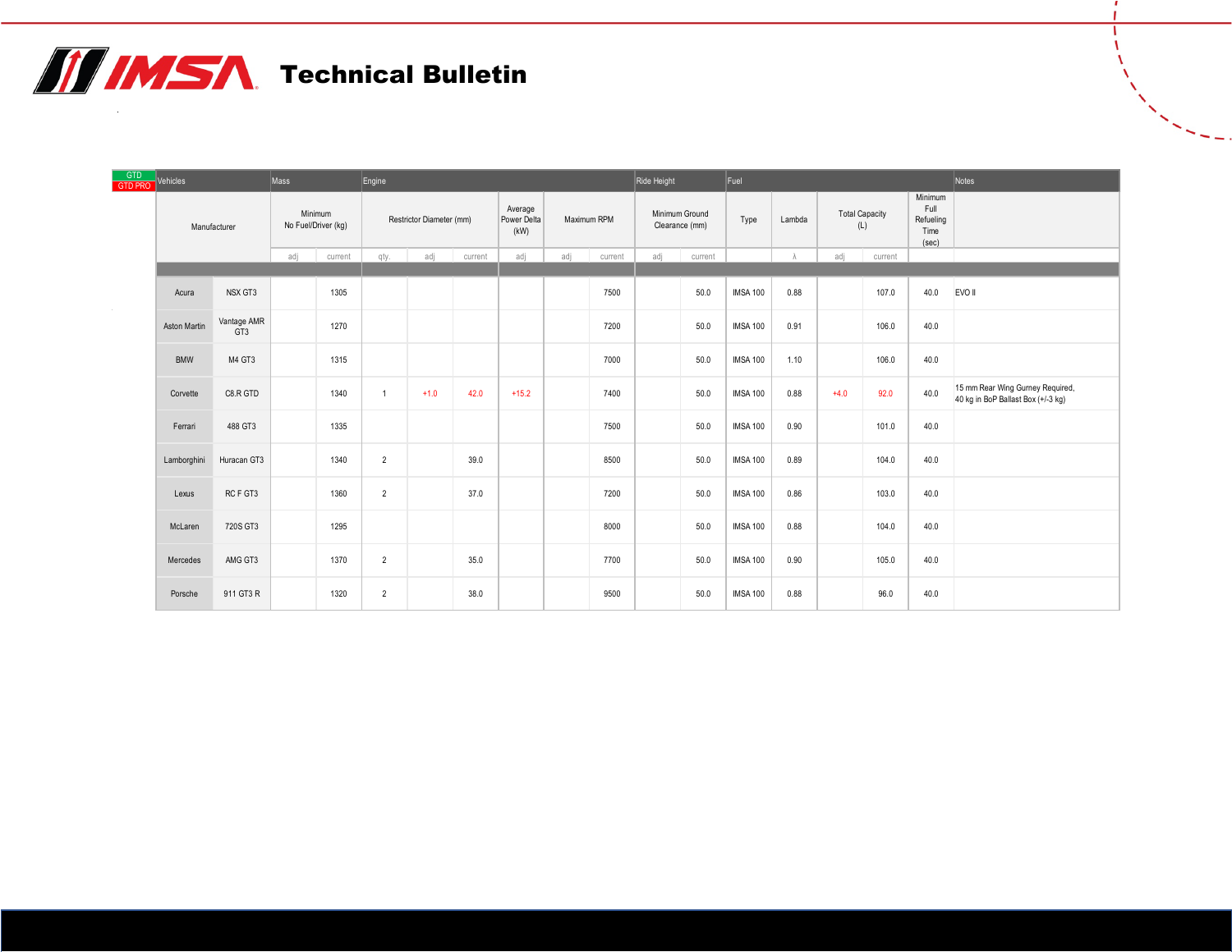# Technical Bulletin

GTD
GTD PRO

| Vehicles | | Mass | | Engine | | | | | | Ride Height | | Fuel | | | | | Notes |
|---|---|---|---|---|---|---|---|---|---|---|---|---|---|---|---|---|---|
| Manufacturer | | Minimum No Fuel/Driver (kg) | | Restrictor Diameter (mm) | | | Average Power Delta (kW) | Maximum RPM | | Minimum Ground Clearance (mm) | | Type | Lambda | Total Capacity (L) | | Minimum Full Refueling Time (sec) | |
| | | adj | current | qty. | adj | current | adj | adj | current | adj | current | | λ | adj | current | | |
| Acura | NSX GT3 | | 1305 | | | | | | 7500 | | 50.0 | IMSA 100 | 0.88 | | 107.0 | 40.0 | EVO II |
| Aston Martin | Vantage AMR GT3 | | 1270 | | | | | | 7200 | | 50.0 | IMSA 100 | 0.91 | | 106.0 | 40.0 | |
| BMW | M4 GT3 | | 1315 | | | | | | 7000 | | 50.0 | IMSA 100 | 1.10 | | 106.0 | 40.0 | |
| Corvette | C8.R GTD | | 1340 | 1 | +1.0 | 42.0 | +15.2 | | 7400 | | 50.0 | IMSA 100 | 0.88 | +4.0 | 92.0 | 40.0 | 15 mm Rear Wing Gurney Required, 40 kg in BoP Ballast Box (+/-3 kg) |
| Ferrari | 488 GT3 | | 1335 | | | | | | 7500 | | 50.0 | IMSA 100 | 0.90 | | 101.0 | 40.0 | |
| Lamborghini | Huracan GT3 | | 1340 | 2 | | 39.0 | | | 8500 | | 50.0 | IMSA 100 | 0.89 | | 104.0 | 40.0 | |
| Lexus | RC F GT3 | | 1360 | 2 | | 37.0 | | | 7200 | | 50.0 | IMSA 100 | 0.86 | | 103.0 | 40.0 | |
| McLaren | 720S GT3 | | 1295 | | | | | | 8000 | | 50.0 | IMSA 100 | 0.88 | | 104.0 | 40.0 | |
| Mercedes | AMG GT3 | | 1370 | 2 | | 35.0 | | | 7700 | | 50.0 | IMSA 100 | 0.90 | | 105.0 | 40.0 | |
| Porsche | 911 GT3 R | | 1320 | 2 | | 38.0 | | | 9500 | | 50.0 | IMSA 100 | 0.88 | | 96.0 | 40.0 | |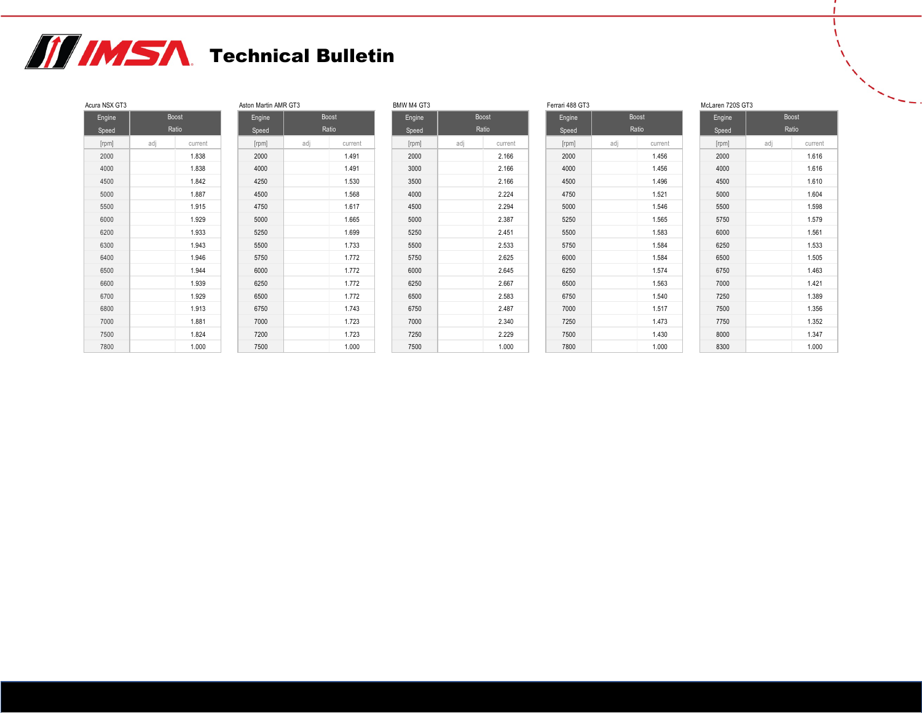# Technical Bulletin

Acura NSX GT3

| Engine Speed | Boost Ratio | |
|---|---|---|
| [rpm] | adj | current |
| 2000 | | 1.838 |
| 4000 | | 1.838 |
| 4500 | | 1.842 |
| 5000 | | 1.887 |
| 5500 | | 1.915 |
| 6000 | | 1.929 |
| 6200 | | 1.933 |
| 6300 | | 1.943 |
| 6400 | | 1.946 |
| 6500 | | 1.944 |
| 6600 | | 1.939 |
| 6700 | | 1.929 |
| 6800 | | 1.913 |
| 7000 | | 1.881 |
| 7500 | | 1.824 |
| 7800 | | 1.000 |

Aston Martin AMR GT3

| Engine Speed | Boost Ratio | |
|---|---|---|
| [rpm] | adj | current |
| 2000 | | 1.491 |
| 4000 | | 1.491 |
| 4250 | | 1.530 |
| 4500 | | 1.568 |
| 4750 | | 1.617 |
| 5000 | | 1.665 |
| 5250 | | 1.699 |
| 5500 | | 1.733 |
| 5750 | | 1.772 |
| 6000 | | 1.772 |
| 6250 | | 1.772 |
| 6500 | | 1.772 |
| 6750 | | 1.743 |
| 7000 | | 1.723 |
| 7200 | | 1.723 |
| 7500 | | 1.000 |

BMW M4 GT3

| Engine Speed | Boost Ratio | |
|---|---|---|
| [rpm] | adj | current |
| 2000 | | 2.166 |
| 3000 | | 2.166 |
| 3500 | | 2.166 |
| 4000 | | 2.224 |
| 4500 | | 2.294 |
| 5000 | | 2.387 |
| 5250 | | 2.451 |
| 5500 | | 2.533 |
| 5750 | | 2.625 |
| 6000 | | 2.645 |
| 6250 | | 2.667 |
| 6500 | | 2.583 |
| 6750 | | 2.487 |
| 7000 | | 2.340 |
| 7250 | | 2.229 |
| 7500 | | 1.000 |

Ferrari 488 GT3

| Engine Speed | Boost Ratio | |
|---|---|---|
| [rpm] | adj | current |
| 2000 | | 1.456 |
| 4000 | | 1.456 |
| 4500 | | 1.496 |
| 4750 | | 1.521 |
| 5000 | | 1.546 |
| 5250 | | 1.565 |
| 5500 | | 1.583 |
| 5750 | | 1.584 |
| 6000 | | 1.584 |
| 6250 | | 1.574 |
| 6500 | | 1.563 |
| 6750 | | 1.540 |
| 7000 | | 1.517 |
| 7250 | | 1.473 |
| 7500 | | 1.430 |
| 7800 | | 1.000 |

McLaren 720S GT3

| Engine Speed | Boost Ratio | |
|---|---|---|
| [rpm] | adj | current |
| 2000 | | 1.616 |
| 4000 | | 1.616 |
| 4500 | | 1.610 |
| 5000 | | 1.604 |
| 5500 | | 1.598 |
| 5750 | | 1.579 |
| 6000 | | 1.561 |
| 6250 | | 1.533 |
| 6500 | | 1.505 |
| 6750 | | 1.463 |
| 7000 | | 1.421 |
| 7250 | | 1.389 |
| 7500 | | 1.356 |
| 7750 | | 1.352 |
| 8000 | | 1.347 |
| 8300 | | 1.000 |